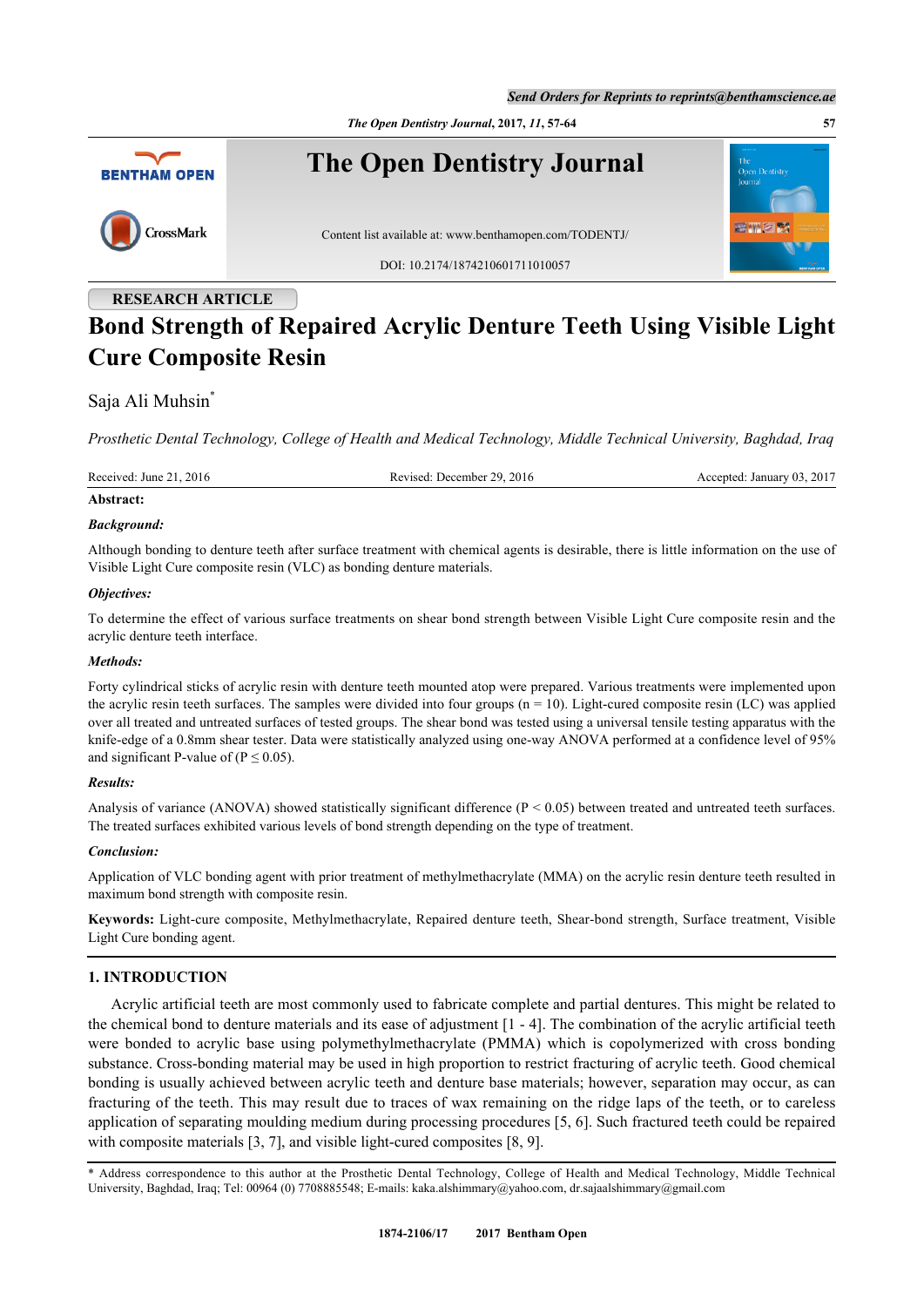# Bond Strength of Repaired Acrylic Denture Teeth Using Visible Light Cure Composite Resin

Saja Ali Muhsin*

*Prosthetic Dental Technology, College of Health and Medical Technology, Middle Technical University, Baghdad, Iraq*

Received: June 21, 2016 | Revised: December 29, 2016 | Accepted: January 03, 2017

**Abstract:**

***Background:***

Although bonding to denture teeth after surface treatment with chemical agents is desirable, there is little information on the use of Visible Light Cure composite resin (VLC) as bonding denture materials.

***Objectives:***

To determine the effect of various surface treatments on shear bond strength between Visible Light Cure composite resin and the acrylic denture teeth interface.

***Methods:***

Forty cylindrical sticks of acrylic resin with denture teeth mounted atop were prepared. Various treatments were implemented upon the acrylic resin teeth surfaces. The samples were divided into four groups (n = 10). Light-cured composite resin (LC) was applied over all treated and untreated surfaces of tested groups. The shear bond was tested using a universal tensile testing apparatus with the knife-edge of a 0.8mm shear tester. Data were statistically analyzed using one-way ANOVA performed at a confidence level of 95% and significant P-value of ($P \leq 0.05$).

***Results:***

Analysis of variance (ANOVA) showed statistically significant difference ($P < 0.05$) between treated and untreated teeth surfaces. The treated surfaces exhibited various levels of bond strength depending on the type of treatment.

***Conclusion:***

Application of VLC bonding agent with prior treatment of methylmethacrylate (MMA) on the acrylic resin denture teeth resulted in maximum bond strength with composite resin.

**Keywords:** Light-cure composite, Methylmethacrylate, Repaired denture teeth, Shear-bond strength, Surface treatment, Visible Light Cure bonding agent.

## 1. INTRODUCTION

Acrylic artificial teeth are most commonly used to fabricate complete and partial dentures. This might be related to the chemical bond to denture materials and its ease of adjustment [1 - 4]. The combination of the acrylic artificial teeth were bonded to acrylic base using polymethylmethacrylate (PMMA) which is copolymerized with cross bonding substance. Cross-bonding material may be used in high proportion to restrict fracturing of acrylic teeth. Good chemical bonding is usually achieved between acrylic teeth and denture base materials; however, separation may occur, as can fracturing of the teeth. This may result due to traces of wax remaining on the ridge laps of the teeth, or to careless application of separating moulding medium during processing procedures [5, 6]. Such fractured teeth could be repaired with composite materials [3, 7], and visible light-cured composites [8, 9].

* Address correspondence to this author at the Prosthetic Dental Technology, College of Health and Medical Technology, Middle Technical University, Baghdad, Iraq; Tel: 00964 (0) 7708885548; E-mails: kaka.alshimmary@yahoo.com, dr.sajaalshimmary@gmail.com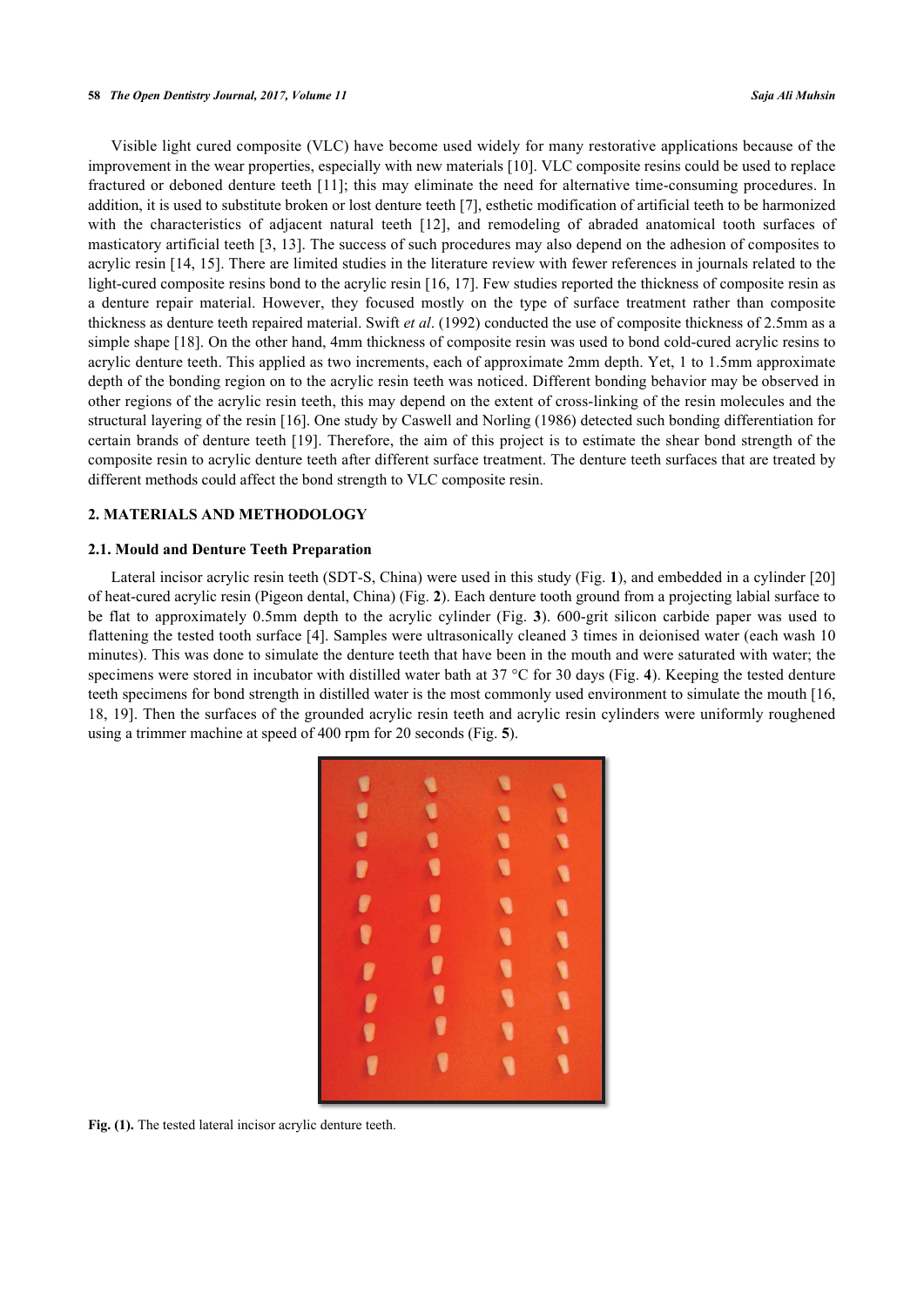Visible light cured composite (VLC) have become used widely for many restorative applications because of the improvement in the wear properties, especially with new materials [10]. VLC composite resins could be used to replace fractured or deboned denture teeth [11]; this may eliminate the need for alternative time-consuming procedures. In addition, it is used to substitute broken or lost denture teeth [7], esthetic modification of artificial teeth to be harmonized with the characteristics of adjacent natural teeth [12], and remodeling of abraded anatomical tooth surfaces of masticatory artificial teeth [3, 13]. The success of such procedures may also depend on the adhesion of composites to acrylic resin [14, 15]. There are limited studies in the literature review with fewer references in journals related to the light-cured composite resins bond to the acrylic resin [16, 17]. Few studies reported the thickness of composite resin as a denture repair material. However, they focused mostly on the type of surface treatment rather than composite thickness as denture teeth repaired material. Swift *et al*. (1992) conducted the use of composite thickness of 2.5mm as a simple shape [18]. On the other hand, 4mm thickness of composite resin was used to bond cold-cured acrylic resins to acrylic denture teeth. This applied as two increments, each of approximate 2mm depth. Yet, 1 to 1.5mm approximate depth of the bonding region on to the acrylic resin teeth was noticed. Different bonding behavior may be observed in other regions of the acrylic resin teeth, this may depend on the extent of cross-linking of the resin molecules and the structural layering of the resin [16]. One study by Caswell and Norling (1986) detected such bonding differentiation for certain brands of denture teeth [19]. Therefore, the aim of this project is to estimate the shear bond strength of the composite resin to acrylic denture teeth after different surface treatment. The denture teeth surfaces that are treated by different methods could affect the bond strength to VLC composite resin.

## 2. MATERIALS AND METHODOLOGY

### 2.1. Mould and Denture Teeth Preparation

Lateral incisor acrylic resin teeth (SDT-S, China) were used in this study (Fig. **1**), and embedded in a cylinder [20] of heat-cured acrylic resin (Pigeon dental, China) (Fig. **2**). Each denture tooth ground from a projecting labial surface to be flat to approximately 0.5mm depth to the acrylic cylinder (Fig. **3**). 600-grit silicon carbide paper was used to flattening the tested tooth surface [4]. Samples were ultrasonically cleaned 3 times in deionised water (each wash 10 minutes). This was done to simulate the denture teeth that have been in the mouth and were saturated with water; the specimens were stored in incubator with distilled water bath at 37 °C for 30 days (Fig. **4**). Keeping the tested denture teeth specimens for bond strength in distilled water is the most commonly used environment to simulate the mouth [16, 18, 19]. Then the surfaces of the grounded acrylic resin teeth and acrylic resin cylinders were uniformly roughened using a trimmer machine at speed of 400 rpm for 20 seconds (Fig. **5**).

**Fig. (1).** The tested lateral incisor acrylic denture teeth.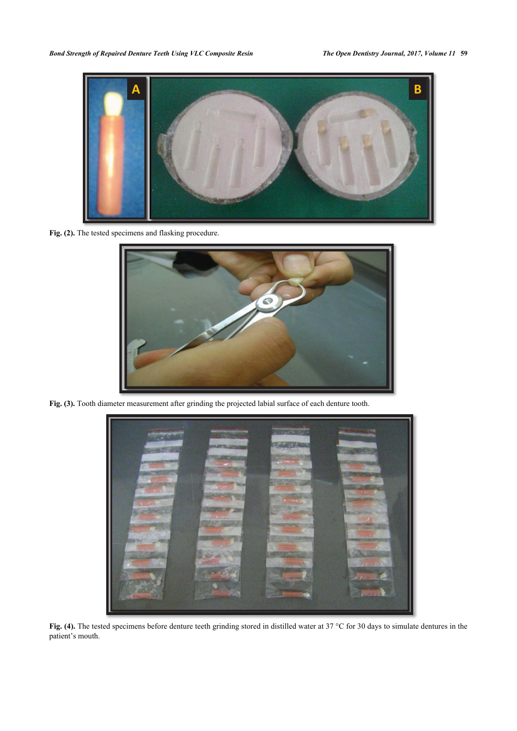Fig. (2). The tested specimens and flasking procedure.

Fig. (3). Tooth diameter measurement after grinding the projected labial surface of each denture tooth.

Fig. (4). The tested specimens before denture teeth grinding stored in distilled water at 37 °C for 30 days to simulate dentures in the patient's mouth.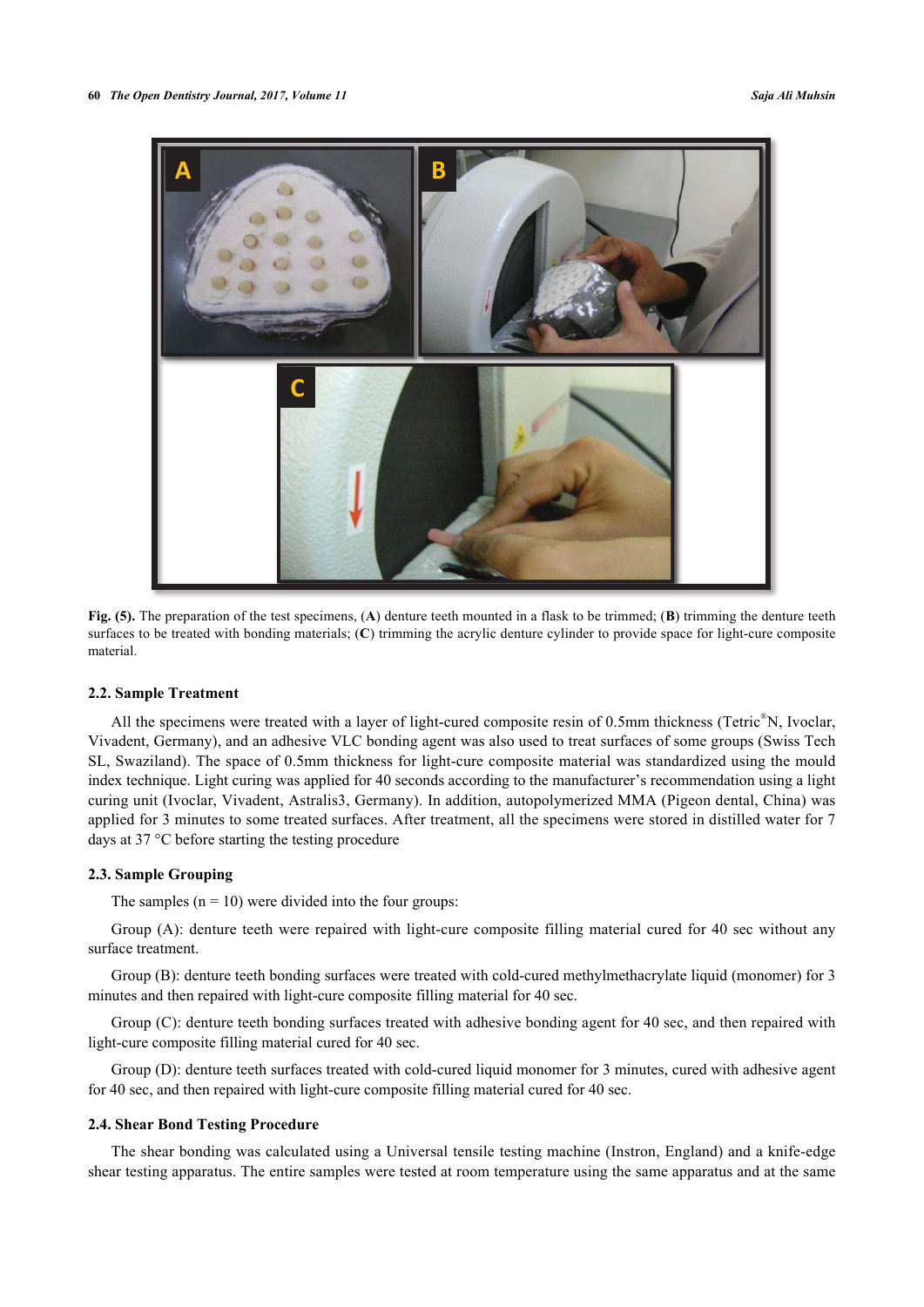**Fig. (5).** The preparation of the test specimens, (**A**) denture teeth mounted in a flask to be trimmed; (**B**) trimming the denture teeth surfaces to be treated with bonding materials; (**C**) trimming the acrylic denture cylinder to provide space for light-cure composite material.

### 2.2. Sample Treatment

All the specimens were treated with a layer of light-cured composite resin of 0.5mm thickness (Tetric®N, Ivoclar, Vivadent, Germany), and an adhesive VLC bonding agent was also used to treat surfaces of some groups (Swiss Tech SL, Swaziland). The space of 0.5mm thickness for light-cure composite material was standardized using the mould index technique. Light curing was applied for 40 seconds according to the manufacturer's recommendation using a light curing unit (Ivoclar, Vivadent, Astralis3, Germany). In addition, autopolymerized MMA (Pigeon dental, China) was applied for 3 minutes to some treated surfaces. After treatment, all the specimens were stored in distilled water for 7 days at 37 °C before starting the testing procedure

### 2.3. Sample Grouping

The samples (n = 10) were divided into the four groups:

Group (A): denture teeth were repaired with light-cure composite filling material cured for 40 sec without any surface treatment.

Group (B): denture teeth bonding surfaces were treated with cold-cured methylmethacrylate liquid (monomer) for 3 minutes and then repaired with light-cure composite filling material for 40 sec.

Group (C): denture teeth bonding surfaces treated with adhesive bonding agent for 40 sec, and then repaired with light-cure composite filling material cured for 40 sec.

Group (D): denture teeth surfaces treated with cold-cured liquid monomer for 3 minutes, cured with adhesive agent for 40 sec, and then repaired with light-cure composite filling material cured for 40 sec.

### 2.4. Shear Bond Testing Procedure

The shear bonding was calculated using a Universal tensile testing machine (Instron, England) and a knife-edge shear testing apparatus. The entire samples were tested at room temperature using the same apparatus and at the same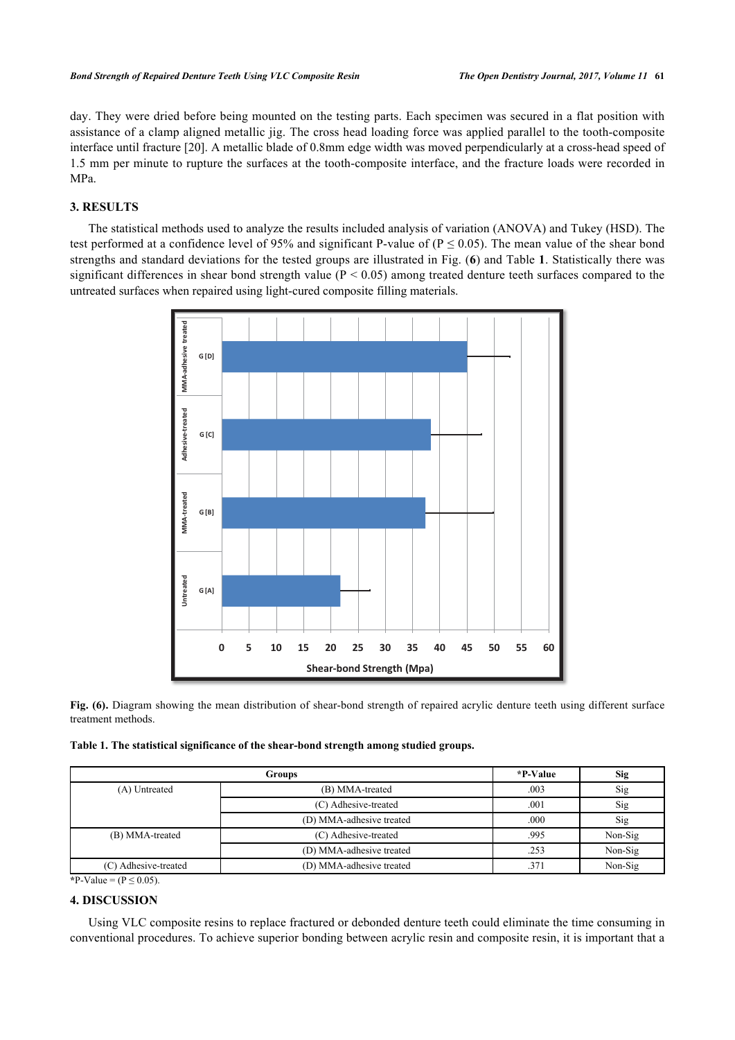day. They were dried before being mounted on the testing parts. Each specimen was secured in a flat position with assistance of a clamp aligned metallic jig. The cross head loading force was applied parallel to the tooth-composite interface until fracture [20]. A metallic blade of 0.8mm edge width was moved perpendicularly at a cross-head speed of 1.5 mm per minute to rupture the surfaces at the tooth-composite interface, and the fracture loads were recorded in MPa.

## 3. RESULTS

The statistical methods used to analyze the results included analysis of variation (ANOVA) and Tukey (HSD). The test performed at a confidence level of 95% and significant P-value of ($P \leq 0.05$). The mean value of the shear bond strengths and standard deviations for the tested groups are illustrated in Fig. (**6**) and Table **1**. Statistically there was significant differences in shear bond strength value ($P < 0.05$) among treated denture teeth surfaces compared to the untreated surfaces when repaired using light-cured composite filling materials.

MMA-adhesive treated G [D]
Adhesive-treated G [C]
MMA-treated G [B]
Untreated G [A]

0 5 10 15 20 25 30 35 40 45 50 55 60

Shear-bond Strength (Mpa)

**Fig. (6).** Diagram showing the mean distribution of shear-bond strength of repaired acrylic denture teeth using different surface treatment methods.

**Table 1. The statistical significance of the shear-bond strength among studied groups.**

| Groups | | *P-Value | Sig |
|---|---|---|---|
| (A) Untreated | (B) MMA-treated | .003 | Sig |
| | (C) Adhesive-treated | .001 | Sig |
| | (D) MMA-adhesive treated | .000 | Sig |
| (B) MMA-treated | (C) Adhesive-treated | .995 | Non-Sig |
| | (D) MMA-adhesive treated | .253 | Non-Sig |
| (C) Adhesive-treated | (D) MMA-adhesive treated | .371 | Non-Sig |

*P-Value = ($P \leq 0.05$).

## 4. DISCUSSION

Using VLC composite resins to replace fractured or debonded denture teeth could eliminate the time consuming in conventional procedures. To achieve superior bonding between acrylic resin and composite resin, it is important that a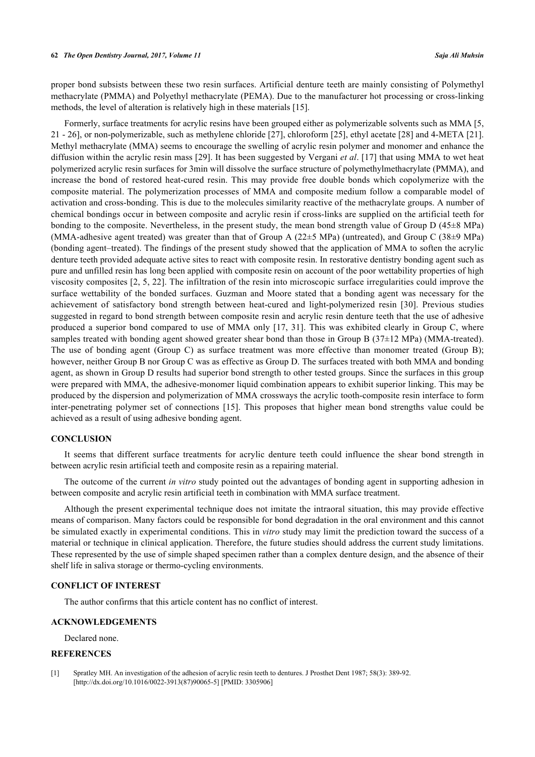proper bond subsists between these two resin surfaces. Artificial denture teeth are mainly consisting of Polymethyl methacrylate (PMMA) and Polyethyl methacrylate (PEMA). Due to the manufacturer hot processing or cross-linking methods, the level of alteration is relatively high in these materials [15].

Formerly, surface treatments for acrylic resins have been grouped either as polymerizable solvents such as MMA [5, 21 - 26], or non-polymerizable, such as methylene chloride [27], chloroform [25], ethyl acetate [28] and 4-META [21]. Methyl methacrylate (MMA) seems to encourage the swelling of acrylic resin polymer and monomer and enhance the diffusion within the acrylic resin mass [29]. It has been suggested by Vergani *et al*. [17] that using MMA to wet heat polymerized acrylic resin surfaces for 3min will dissolve the surface structure of polymethylmethacrylate (PMMA), and increase the bond of restored heat-cured resin. This may provide free double bonds which copolymerize with the composite material. The polymerization processes of MMA and composite medium follow a comparable model of activation and cross-bonding. This is due to the molecules similarity reactive of the methacrylate groups. A number of chemical bondings occur in between composite and acrylic resin if cross-links are supplied on the artificial teeth for bonding to the composite. Nevertheless, in the present study, the mean bond strength value of Group D (45±8 MPa) (MMA-adhesive agent treated) was greater than that of Group A (22±5 MPa) (untreated), and Group C (38±9 MPa) (bonding agent–treated). The findings of the present study showed that the application of MMA to soften the acrylic denture teeth provided adequate active sites to react with composite resin. In restorative dentistry bonding agent such as pure and unfilled resin has long been applied with composite resin on account of the poor wettability properties of high viscosity composites [2, 5, 22]. The infiltration of the resin into microscopic surface irregularities could improve the surface wettability of the bonded surfaces. Guzman and Moore stated that a bonding agent was necessary for the achievement of satisfactory bond strength between heat-cured and light-polymerized resin [30]. Previous studies suggested in regard to bond strength between composite resin and acrylic resin denture teeth that the use of adhesive produced a superior bond compared to use of MMA only [17, 31]. This was exhibited clearly in Group C, where samples treated with bonding agent showed greater shear bond than those in Group B (37±12 MPa) (MMA-treated). The use of bonding agent (Group C) as surface treatment was more effective than monomer treated (Group B); however, neither Group B nor Group C was as effective as Group D. The surfaces treated with both MMA and bonding agent, as shown in Group D results had superior bond strength to other tested groups. Since the surfaces in this group were prepared with MMA, the adhesive-monomer liquid combination appears to exhibit superior linking. This may be produced by the dispersion and polymerization of MMA crossways the acrylic tooth-composite resin interface to form inter-penetrating polymer set of connections [15]. This proposes that higher mean bond strengths value could be achieved as a result of using adhesive bonding agent.

## CONCLUSION

It seems that different surface treatments for acrylic denture teeth could influence the shear bond strength in between acrylic resin artificial teeth and composite resin as a repairing material.

The outcome of the current *in vitro* study pointed out the advantages of bonding agent in supporting adhesion in between composite and acrylic resin artificial teeth in combination with MMA surface treatment.

Although the present experimental technique does not imitate the intraoral situation, this may provide effective means of comparison. Many factors could be responsible for bond degradation in the oral environment and this cannot be simulated exactly in experimental conditions. This in *vitro* study may limit the prediction toward the success of a material or technique in clinical application. Therefore, the future studies should address the current study limitations. These represented by the use of simple shaped specimen rather than a complex denture design, and the absence of their shelf life in saliva storage or thermo-cycling environments.

## CONFLICT OF INTEREST

The author confirms that this article content has no conflict of interest.

## ACKNOWLEDGEMENTS

Declared none.

## REFERENCES

[1] Spratley MH. An investigation of the adhesion of acrylic resin teeth to dentures. J Prosthet Dent 1987; 58(3): 389-92. [http://dx.doi.org/10.1016/0022-3913(87)90065-5] [PMID: 3305906]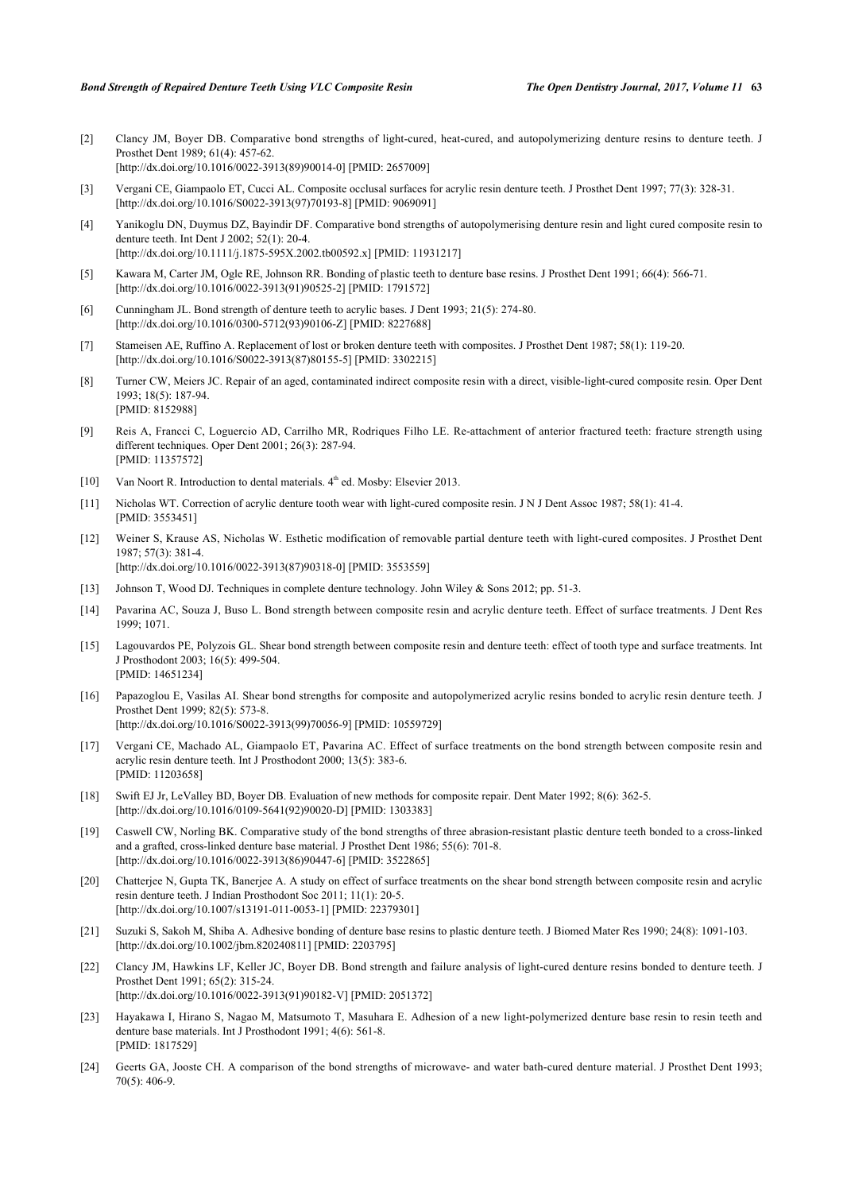[2] Clancy JM, Boyer DB. Comparative bond strengths of light-cured, heat-cured, and autopolymerizing denture resins to denture teeth. J Prosthet Dent 1989; 61(4): 457-62.
[http://dx.doi.org/10.1016/0022-3913(89)90014-0] [PMID: 2657009]

[3] Vergani CE, Giampaolo ET, Cucci AL. Composite occlusal surfaces for acrylic resin denture teeth. J Prosthet Dent 1997; 77(3): 328-31.
[http://dx.doi.org/10.1016/S0022-3913(97)70193-8] [PMID: 9069091]

[4] Yanikoglu DN, Duymus DZ, Bayindir DF. Comparative bond strengths of autopolymerising denture resin and light cured composite resin to denture teeth. Int Dent J 2002; 52(1): 20-4.
[http://dx.doi.org/10.1111/j.1875-595X.2002.tb00592.x] [PMID: 11931217]

[5] Kawara M, Carter JM, Ogle RE, Johnson RR. Bonding of plastic teeth to denture base resins. J Prosthet Dent 1991; 66(4): 566-71.
[http://dx.doi.org/10.1016/0022-3913(91)90525-2] [PMID: 1791572]

[6] Cunningham JL. Bond strength of denture teeth to acrylic bases. J Dent 1993; 21(5): 274-80.
[http://dx.doi.org/10.1016/0300-5712(93)90106-Z] [PMID: 8227688]

[7] Stameisen AE, Ruffino A. Replacement of lost or broken denture teeth with composites. J Prosthet Dent 1987; 58(1): 119-20.
[http://dx.doi.org/10.1016/S0022-3913(87)80155-5] [PMID: 3302215]

[8] Turner CW, Meiers JC. Repair of an aged, contaminated indirect composite resin with a direct, visible-light-cured composite resin. Oper Dent 1993; 18(5): 187-94.
[PMID: 8152988]

[9] Reis A, Francci C, Loguercio AD, Carrilho MR, Rodriques Filho LE. Re-attachment of anterior fractured teeth: fracture strength using different techniques. Oper Dent 2001; 26(3): 287-94.
[PMID: 11357572]

[10] Van Noort R. Introduction to dental materials. 4th ed. Mosby: Elsevier 2013.

[11] Nicholas WT. Correction of acrylic denture tooth wear with light-cured composite resin. J N J Dent Assoc 1987; 58(1): 41-4.
[PMID: 3553451]

[12] Weiner S, Krause AS, Nicholas W. Esthetic modification of removable partial denture teeth with light-cured composites. J Prosthet Dent 1987; 57(3): 381-4.
[http://dx.doi.org/10.1016/0022-3913(87)90318-0] [PMID: 3553559]

[13] Johnson T, Wood DJ. Techniques in complete denture technology. John Wiley & Sons 2012; pp. 51-3.

[14] Pavarina AC, Souza J, Buso L. Bond strength between composite resin and acrylic denture teeth. Effect of surface treatments. J Dent Res 1999; 1071.

[15] Lagouvardos PE, Polyzois GL. Shear bond strength between composite resin and denture teeth: effect of tooth type and surface treatments. Int J Prosthodont 2003; 16(5): 499-504.
[PMID: 14651234]

[16] Papazoglou E, Vasilas AI. Shear bond strengths for composite and autopolymerized acrylic resins bonded to acrylic resin denture teeth. J Prosthet Dent 1999; 82(5): 573-8.
[http://dx.doi.org/10.1016/S0022-3913(99)70056-9] [PMID: 10559729]

[17] Vergani CE, Machado AL, Giampaolo ET, Pavarina AC. Effect of surface treatments on the bond strength between composite resin and acrylic resin denture teeth. Int J Prosthodont 2000; 13(5): 383-6.
[PMID: 11203658]

[18] Swift EJ Jr, LeValley BD, Boyer DB. Evaluation of new methods for composite repair. Dent Mater 1992; 8(6): 362-5.
[http://dx.doi.org/10.1016/0109-5641(92)90020-D] [PMID: 1303383]

[19] Caswell CW, Norling BK. Comparative study of the bond strengths of three abrasion-resistant plastic denture teeth bonded to a cross-linked and a grafted, cross-linked denture base material. J Prosthet Dent 1986; 55(6): 701-8.
[http://dx.doi.org/10.1016/0022-3913(86)90447-6] [PMID: 3522865]

[20] Chatterjee N, Gupta TK, Banerjee A. A study on effect of surface treatments on the shear bond strength between composite resin and acrylic resin denture teeth. J Indian Prosthodont Soc 2011; 11(1): 20-5.
[http://dx.doi.org/10.1007/s13191-011-0053-1] [PMID: 22379301]

[21] Suzuki S, Sakoh M, Shiba A. Adhesive bonding of denture base resins to plastic denture teeth. J Biomed Mater Res 1990; 24(8): 1091-103.
[http://dx.doi.org/10.1002/jbm.820240811] [PMID: 2203795]

[22] Clancy JM, Hawkins LF, Keller JC, Boyer DB. Bond strength and failure analysis of light-cured denture resins bonded to denture teeth. J Prosthet Dent 1991; 65(2): 315-24.
[http://dx.doi.org/10.1016/0022-3913(91)90182-V] [PMID: 2051372]

[23] Hayakawa I, Hirano S, Nagao M, Matsumoto T, Masuhara E. Adhesion of a new light-polymerized denture base resin to resin teeth and denture base materials. Int J Prosthodont 1991; 4(6): 561-8.
[PMID: 1817529]

[24] Geerts GA, Jooste CH. A comparison of the bond strengths of microwave- and water bath-cured denture material. J Prosthet Dent 1993; 70(5): 406-9.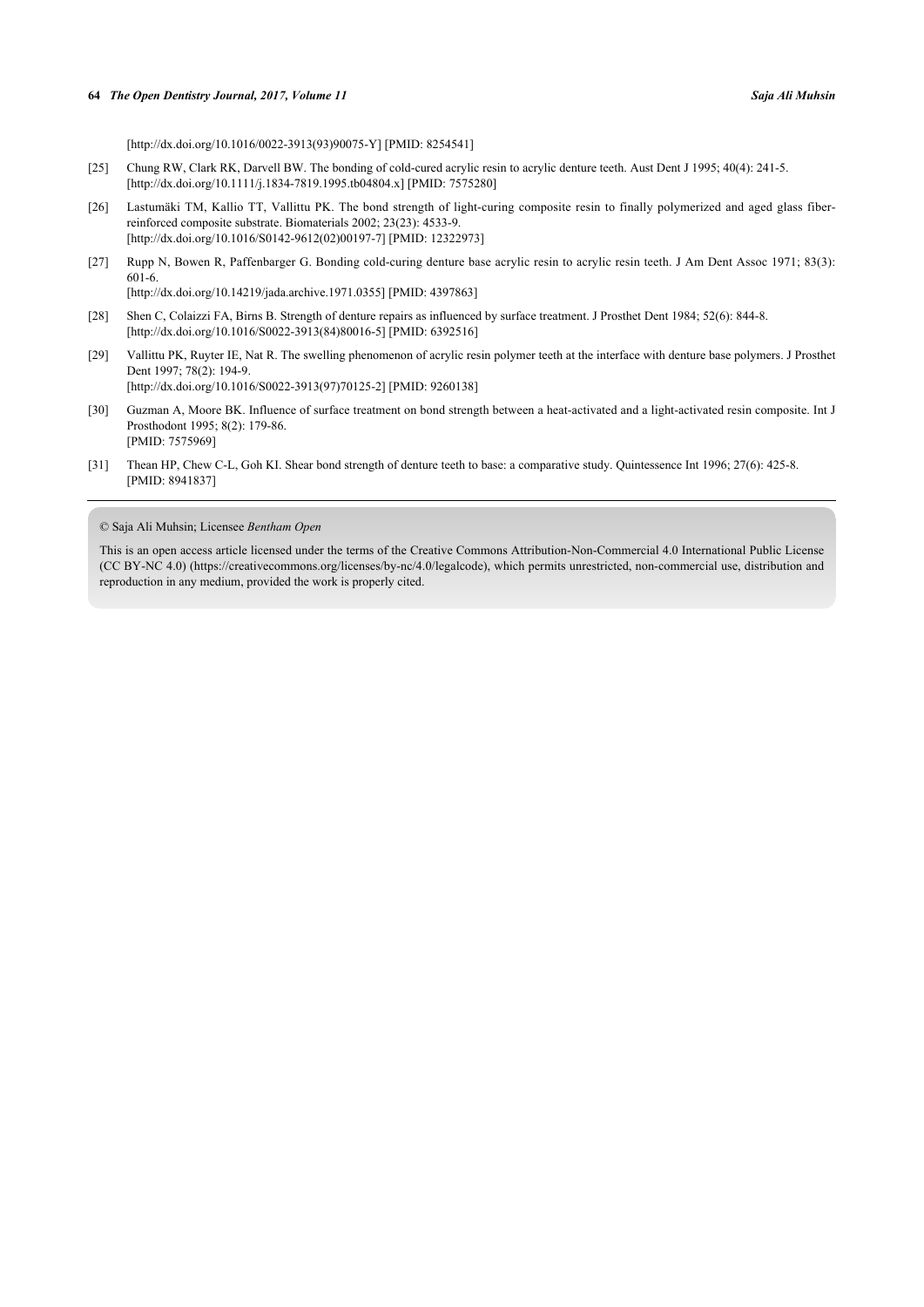[http://dx.doi.org/10.1016/0022-3913(93)90075-Y] [PMID: 8254541]

[25] Chung RW, Clark RK, Darvell BW. The bonding of cold-cured acrylic resin to acrylic denture teeth. Aust Dent J 1995; 40(4): 241-5. [http://dx.doi.org/10.1111/j.1834-7819.1995.tb04804.x] [PMID: 7575280]

[26] Lastumäki TM, Kallio TT, Vallittu PK. The bond strength of light-curing composite resin to finally polymerized and aged glass fiber-reinforced composite substrate. Biomaterials 2002; 23(23): 4533-9. [http://dx.doi.org/10.1016/S0142-9612(02)00197-7] [PMID: 12322973]

[27] Rupp N, Bowen R, Paffenbarger G. Bonding cold-curing denture base acrylic resin to acrylic resin teeth. J Am Dent Assoc 1971; 83(3): 601-6. [http://dx.doi.org/10.14219/jada.archive.1971.0355] [PMID: 4397863]

[28] Shen C, Colaizzi FA, Birns B. Strength of denture repairs as influenced by surface treatment. J Prosthet Dent 1984; 52(6): 844-8. [http://dx.doi.org/10.1016/S0022-3913(84)80016-5] [PMID: 6392516]

[29] Vallittu PK, Ruyter IE, Nat R. The swelling phenomenon of acrylic resin polymer teeth at the interface with denture base polymers. J Prosthet Dent 1997; 78(2): 194-9. [http://dx.doi.org/10.1016/S0022-3913(97)70125-2] [PMID: 9260138]

[30] Guzman A, Moore BK. Influence of surface treatment on bond strength between a heat-activated and a light-activated resin composite. Int J Prosthodont 1995; 8(2): 179-86. [PMID: 7575969]

[31] Thean HP, Chew C-L, Goh KI. Shear bond strength of denture teeth to base: a comparative study. Quintessence Int 1996; 27(6): 425-8. [PMID: 8941837]

---

© Saja Ali Muhsin; Licensee *Bentham Open*

This is an open access article licensed under the terms of the Creative Commons Attribution-Non-Commercial 4.0 International Public License (CC BY-NC 4.0) (https://creativecommons.org/licenses/by-nc/4.0/legalcode), which permits unrestricted, non-commercial use, distribution and reproduction in any medium, provided the work is properly cited.